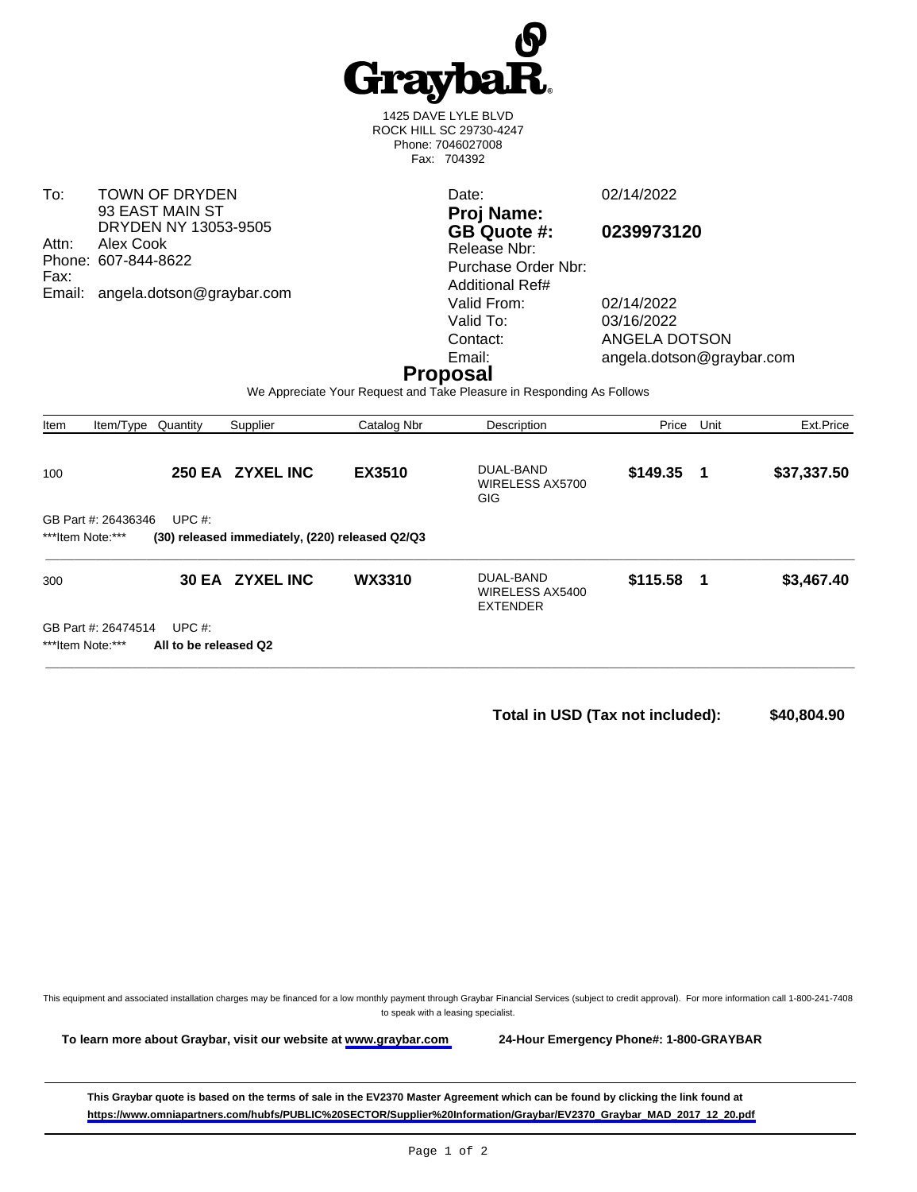# GraybaR

1425 DAVE LYLE BLVD
ROCK HILL SC 29730-4247
Phone: 7046027008
Fax: 704392

To: TOWN OF DRYDEN
93 EAST MAIN ST
DRYDEN NY 13053-9505
Attn: Alex Cook
Phone: 607-844-8622
Fax:
Email: angela.dotson@graybar.com

Date: 02/14/2022
**Proj Name:**
**GB Quote #: 0239973120**
Release Nbr:
Purchase Order Nbr:
Additional Ref#
Valid From: 02/14/2022
Valid To: 03/16/2022
Contact: ANGELA DOTSON
Email: angela.dotson@graybar.com

## Proposal

We Appreciate Your Request and Take Pleasure in Responding As Follows

| Item | Item/Type | Quantity | Supplier | Catalog Nbr | Description | Price | Unit | Ext.Price |
|---|---|---|---|---|---|---|---|---|
| 100 | | **250 EA** | **ZYXEL INC** | **EX3510** | DUAL-BAND WIRELESS AX5700 GIG | **$149.35** | **1** | **$37,337.50** |
| GB Part #: 26436346 | UPC #: | | | | | | | |
| ***Item Note:*** | **(30) released immediately, (220) released Q2/Q3** | | | | | | | |
| 300 | | **30 EA** | **ZYXEL INC** | **WX3310** | DUAL-BAND WIRELESS AX5400 EXTENDER | **$115.58** | **1** | **$3,467.40** |
| GB Part #: 26474514 | UPC #: | | | | | | | |
| ***Item Note:*** | **All to be released Q2** | | | | | | | |

**Total in USD (Tax not included): $40,804.90**

This equipment and associated installation charges may be financed for a low monthly payment through Graybar Financial Services (subject to credit approval). For more information call 1-800-241-7408 to speak with a leasing specialist.

**To learn more about Graybar, visit our website at www.graybar.com** **24-Hour Emergency Phone#: 1-800-GRAYBAR**

**This Graybar quote is based on the terms of sale in the EV2370 Master Agreement which can be found by clicking the link found at https://www.omniapartners.com/hubfs/PUBLIC%20SECTOR/Supplier%20Information/Graybar/EV2370_Graybar_MAD_2017_12_20.pdf**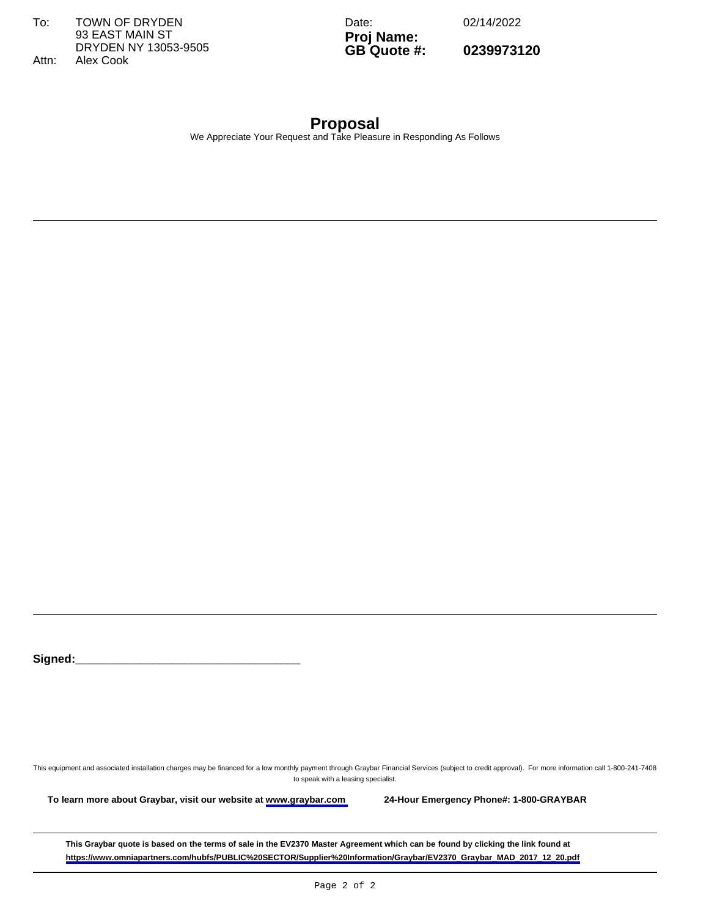To: TOWN OF DRYDEN
93 EAST MAIN ST
DRYDEN NY 13053-9505
Attn: Alex Cook

Date: 02/14/2022
**Proj Name:**
**GB Quote #: 0239973120**

# Proposal

We Appreciate Your Request and Take Pleasure in Responding As Follows

---

---

**Signed:___________________________________**

This equipment and associated installation charges may be financed for a low monthly payment through Graybar Financial Services (subject to credit approval). For more information call 1-800-241-7408 to speak with a leasing specialist.

**To learn more about Graybar, visit our website at www.graybar.com** **24-Hour Emergency Phone#: 1-800-GRAYBAR**

---

**This Graybar quote is based on the terms of sale in the EV2370 Master Agreement which can be found by clicking the link found at https://www.omniapartners.com/hubfs/PUBLIC%20SECTOR/Supplier%20Information/Graybar/EV2370_Graybar_MAD_2017_12_20.pdf**